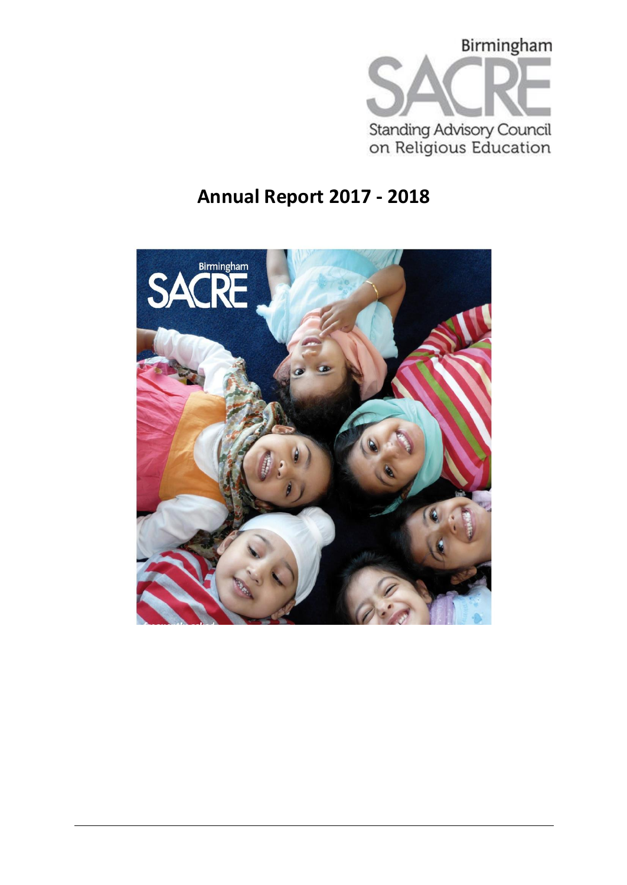Birmingham SACRE

Standing Advisory Council on Religious Education

# Annual Report 2017 - 2018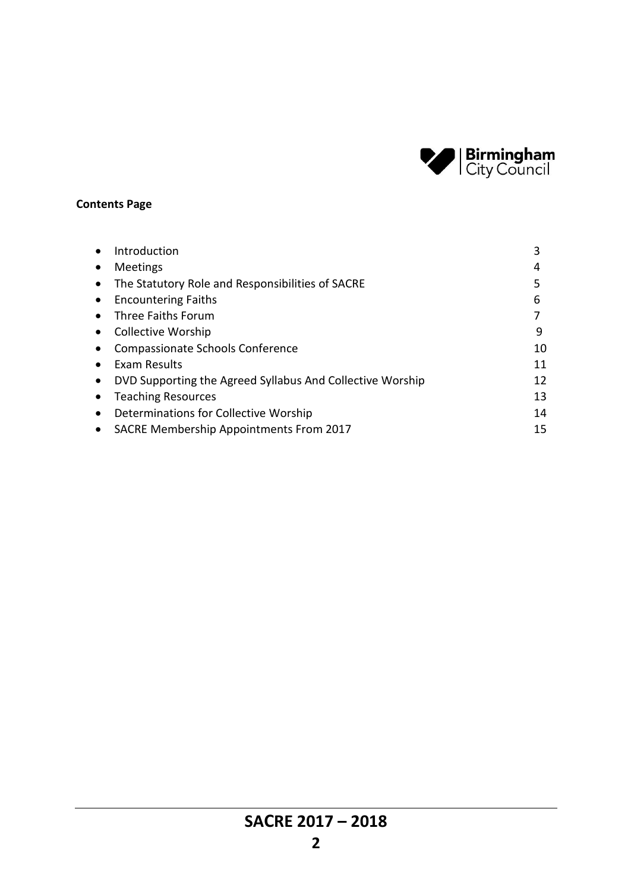**Contents Page**

| | |
|---|---|
| • Introduction | 3 |
| • Meetings | 4 |
| • The Statutory Role and Responsibilities of SACRE | 5 |
| • Encountering Faiths | 6 |
| • Three Faiths Forum | 7 |
| • Collective Worship | 9 |
| • Compassionate Schools Conference | 10 |
| • Exam Results | 11 |
| • DVD Supporting the Agreed Syllabus And Collective Worship | 12 |
| • Teaching Resources | 13 |
| • Determinations for Collective Worship | 14 |
| • SACRE Membership Appointments From 2017 | 15 |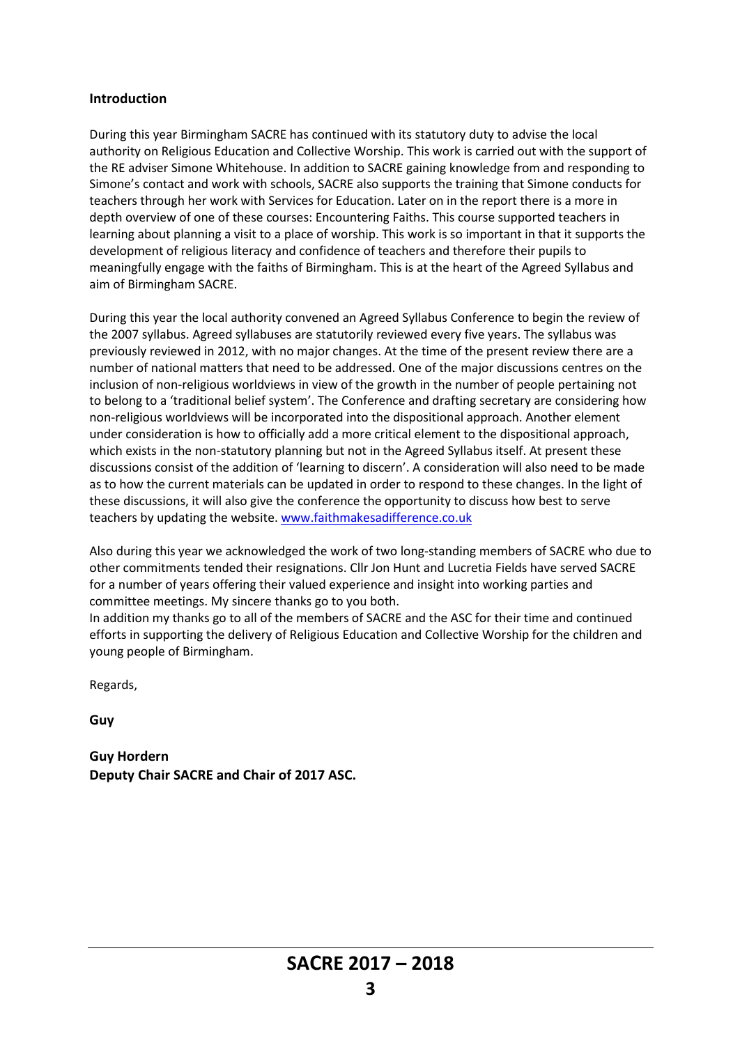## Introduction

During this year Birmingham SACRE has continued with its statutory duty to advise the local authority on Religious Education and Collective Worship. This work is carried out with the support of the RE adviser Simone Whitehouse. In addition to SACRE gaining knowledge from and responding to Simone's contact and work with schools, SACRE also supports the training that Simone conducts for teachers through her work with Services for Education. Later on in the report there is a more in depth overview of one of these courses: Encountering Faiths. This course supported teachers in learning about planning a visit to a place of worship. This work is so important in that it supports the development of religious literacy and confidence of teachers and therefore their pupils to meaningfully engage with the faiths of Birmingham. This is at the heart of the Agreed Syllabus and aim of Birmingham SACRE.

During this year the local authority convened an Agreed Syllabus Conference to begin the review of the 2007 syllabus. Agreed syllabuses are statutorily reviewed every five years. The syllabus was previously reviewed in 2012, with no major changes. At the time of the present review there are a number of national matters that need to be addressed. One of the major discussions centres on the inclusion of non-religious worldviews in view of the growth in the number of people pertaining not to belong to a 'traditional belief system'. The Conference and drafting secretary are considering how non-religious worldviews will be incorporated into the dispositional approach. Another element under consideration is how to officially add a more critical element to the dispositional approach, which exists in the non-statutory planning but not in the Agreed Syllabus itself. At present these discussions consist of the addition of 'learning to discern'. A consideration will also need to be made as to how the current materials can be updated in order to respond to these changes. In the light of these discussions, it will also give the conference the opportunity to discuss how best to serve teachers by updating the website. [www.faithmakesadifference.co.uk](http://www.faithmakesadifference.co.uk)

Also during this year we acknowledged the work of two long-standing members of SACRE who due to other commitments tended their resignations. Cllr Jon Hunt and Lucretia Fields have served SACRE for a number of years offering their valued experience and insight into working parties and committee meetings. My sincere thanks go to you both.

In addition my thanks go to all of the members of SACRE and the ASC for their time and continued efforts in supporting the delivery of Religious Education and Collective Worship for the children and young people of Birmingham.

Regards,

**Guy**

**Guy Hordern**
**Deputy Chair SACRE and Chair of 2017 ASC.**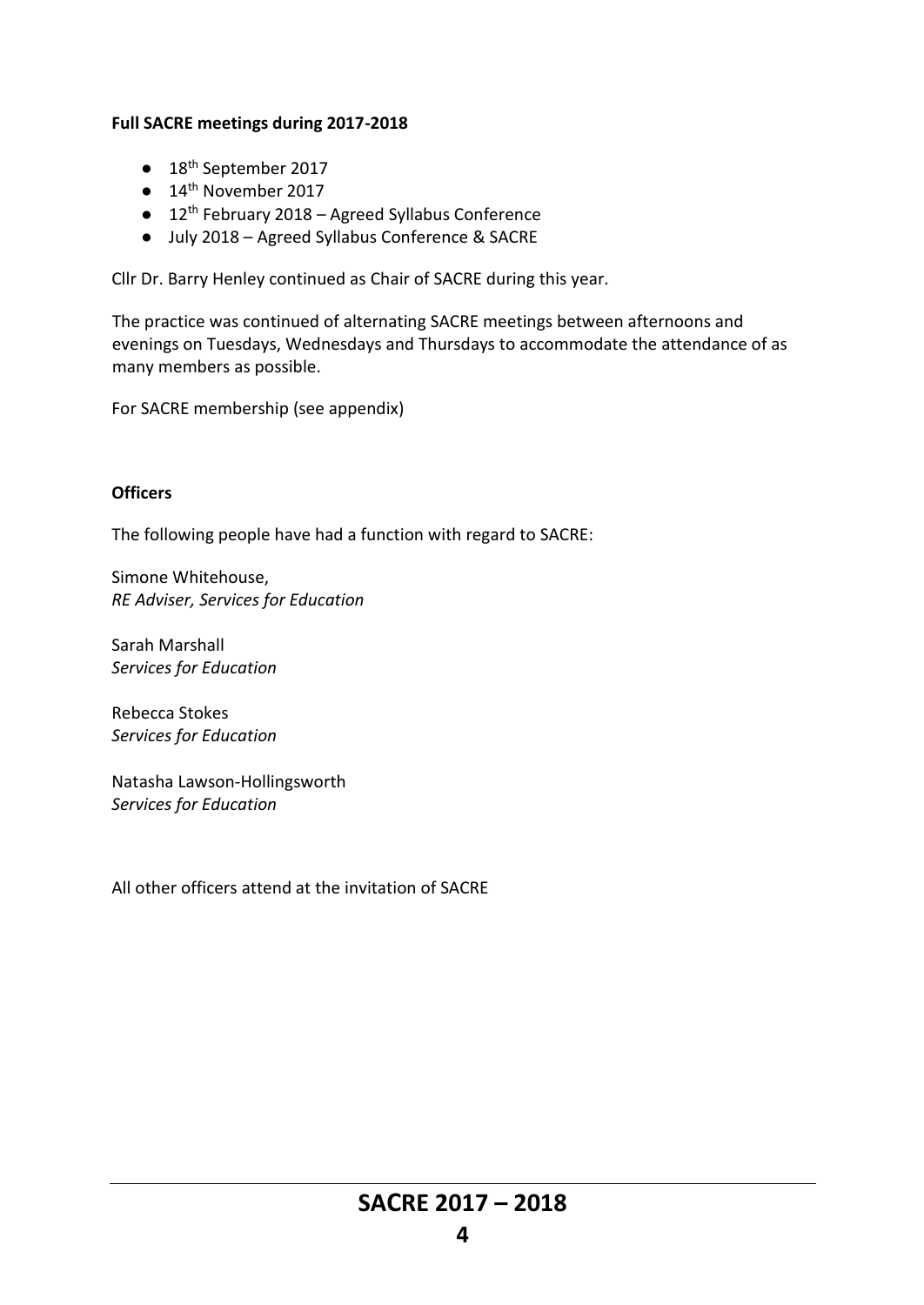**Full SACRE meetings during 2017-2018**

- 18th September 2017
- 14th November 2017
- 12th February 2018 – Agreed Syllabus Conference
- July 2018 – Agreed Syllabus Conference & SACRE

Cllr Dr. Barry Henley continued as Chair of SACRE during this year.

The practice was continued of alternating SACRE meetings between afternoons and evenings on Tuesdays, Wednesdays and Thursdays to accommodate the attendance of as many members as possible.

For SACRE membership (see appendix)

**Officers**

The following people have had a function with regard to SACRE:

Simone Whitehouse,
*RE Adviser, Services for Education*

Sarah Marshall
*Services for Education*

Rebecca Stokes
*Services for Education*

Natasha Lawson-Hollingsworth
*Services for Education*

All other officers attend at the invitation of SACRE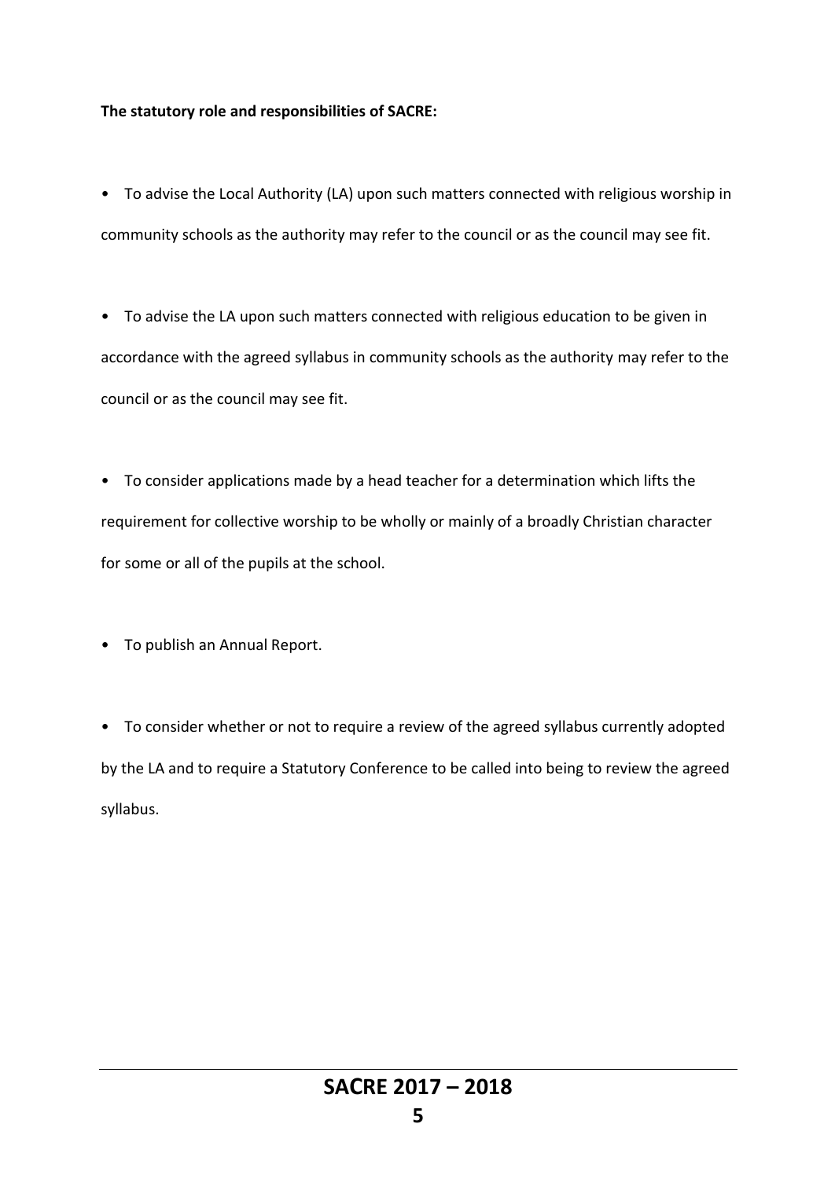**The statutory role and responsibilities of SACRE:**

- To advise the Local Authority (LA) upon such matters connected with religious worship in community schools as the authority may refer to the council or as the council may see fit.
- To advise the LA upon such matters connected with religious education to be given in accordance with the agreed syllabus in community schools as the authority may refer to the council or as the council may see fit.
- To consider applications made by a head teacher for a determination which lifts the requirement for collective worship to be wholly or mainly of a broadly Christian character for some or all of the pupils at the school.
- To publish an Annual Report.
- To consider whether or not to require a review of the agreed syllabus currently adopted by the LA and to require a Statutory Conference to be called into being to review the agreed syllabus.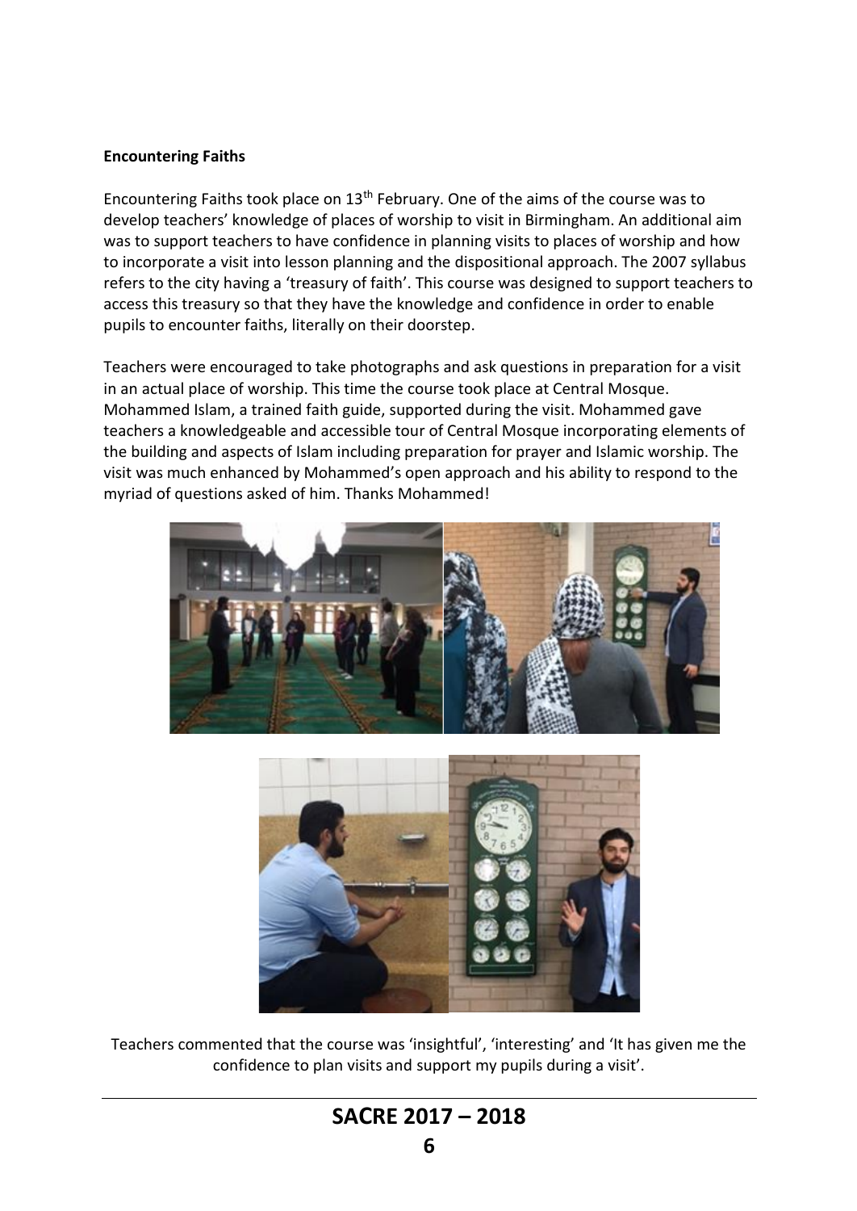**Encountering Faiths**

Encountering Faiths took place on 13th February. One of the aims of the course was to develop teachers' knowledge of places of worship to visit in Birmingham. An additional aim was to support teachers to have confidence in planning visits to places of worship and how to incorporate a visit into lesson planning and the dispositional approach. The 2007 syllabus refers to the city having a 'treasury of faith'. This course was designed to support teachers to access this treasury so that they have the knowledge and confidence in order to enable pupils to encounter faiths, literally on their doorstep.

Teachers were encouraged to take photographs and ask questions in preparation for a visit in an actual place of worship. This time the course took place at Central Mosque. Mohammed Islam, a trained faith guide, supported during the visit. Mohammed gave teachers a knowledgeable and accessible tour of Central Mosque incorporating elements of the building and aspects of Islam including preparation for prayer and Islamic worship. The visit was much enhanced by Mohammed's open approach and his ability to respond to the myriad of questions asked of him. Thanks Mohammed!

Teachers commented that the course was 'insightful', 'interesting' and 'It has given me the confidence to plan visits and support my pupils during a visit'.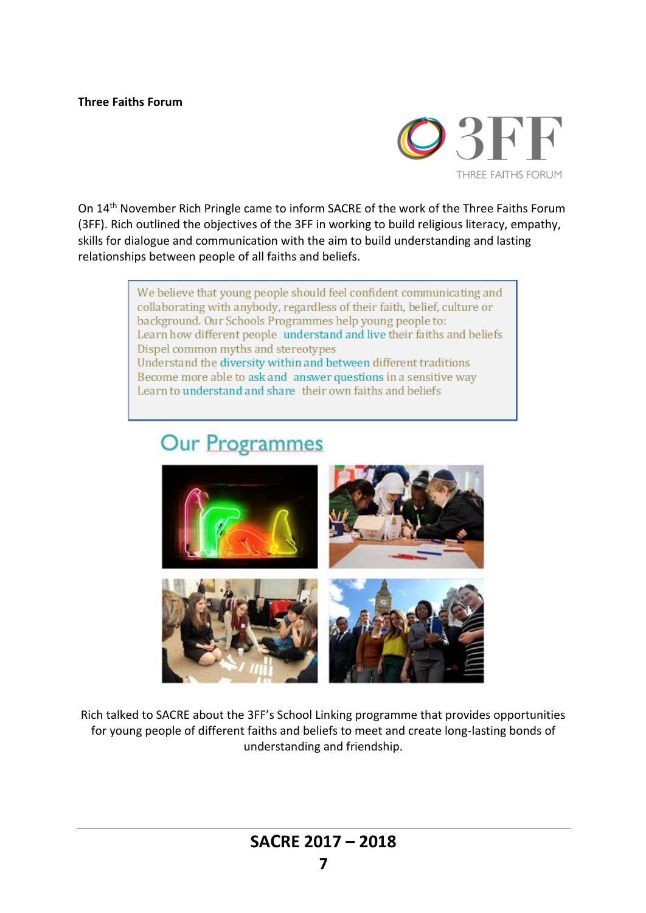**Three Faiths Forum**

On 14th November Rich Pringle came to inform SACRE of the work of the Three Faiths Forum (3FF). Rich outlined the objectives of the 3FF in working to build religious literacy, empathy, skills for dialogue and communication with the aim to build understanding and lasting relationships between people of all faiths and beliefs.

> We believe that young people should feel confident communicating and collaborating with anybody, regardless of their faith, belief, culture or background. Our Schools Programmes help young people to:
> Learn how different people understand and live their faiths and beliefs
> Dispel common myths and stereotypes
> Understand the diversity within and between different traditions
> Become more able to ask and answer questions in a sensitive way
> Learn to understand and share their own faiths and beliefs

## Our Programmes

Rich talked to SACRE about the 3FF's School Linking programme that provides opportunities for young people of different faiths and beliefs to meet and create long-lasting bonds of understanding and friendship.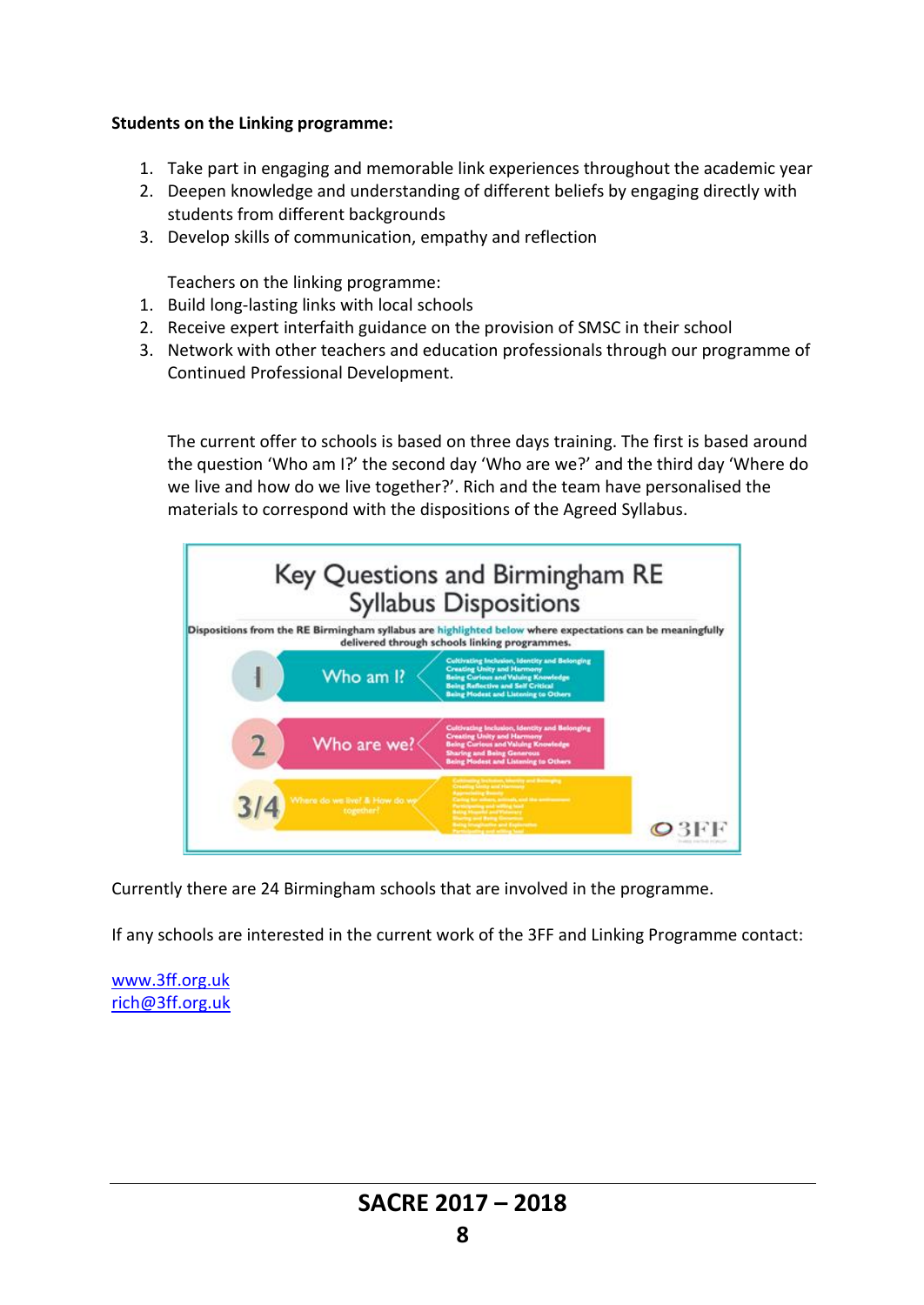**Students on the Linking programme:**

1. Take part in engaging and memorable link experiences throughout the academic year
2. Deepen knowledge and understanding of different beliefs by engaging directly with students from different backgrounds
3. Develop skills of communication, empathy and reflection

Teachers on the linking programme:

1. Build long-lasting links with local schools
2. Receive expert interfaith guidance on the provision of SMSC in their school
3. Network with other teachers and education professionals through our programme of Continued Professional Development.

The current offer to schools is based on three days training. The first is based around the question 'Who am I?' the second day 'Who are we?' and the third day 'Where do we live and how do we live together?'. Rich and the team have personalised the materials to correspond with the dispositions of the Agreed Syllabus.

Currently there are 24 Birmingham schools that are involved in the programme.

If any schools are interested in the current work of the 3FF and Linking Programme contact:

www.3ff.org.uk
rich@3ff.org.uk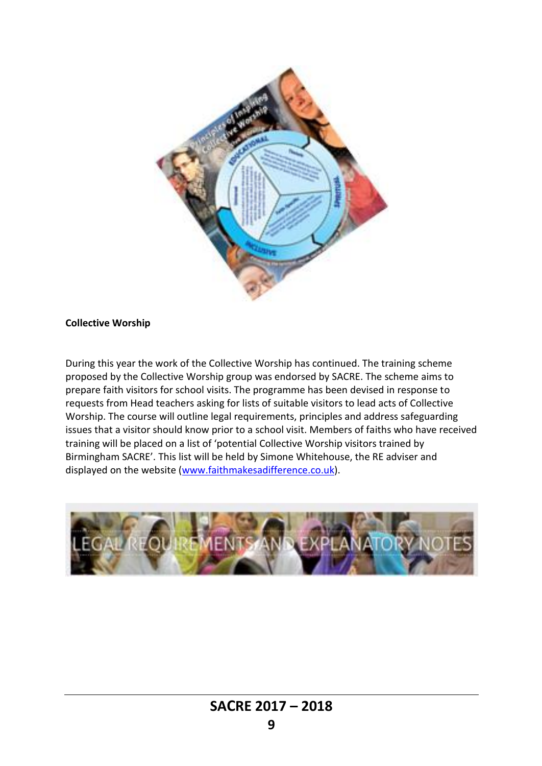**Collective Worship**

During this year the work of the Collective Worship has continued. The training scheme proposed by the Collective Worship group was endorsed by SACRE. The scheme aims to prepare faith visitors for school visits. The programme has been devised in response to requests from Head teachers asking for lists of suitable visitors to lead acts of Collective Worship. The course will outline legal requirements, principles and address safeguarding issues that a visitor should know prior to a school visit. Members of faiths who have received training will be placed on a list of 'potential Collective Worship visitors trained by Birmingham SACRE'. This list will be held by Simone Whitehouse, the RE adviser and displayed on the website (www.faithmakesadifference.co.uk).

LEGAL REQUIREMENTS AND EXPLANATORY NOTES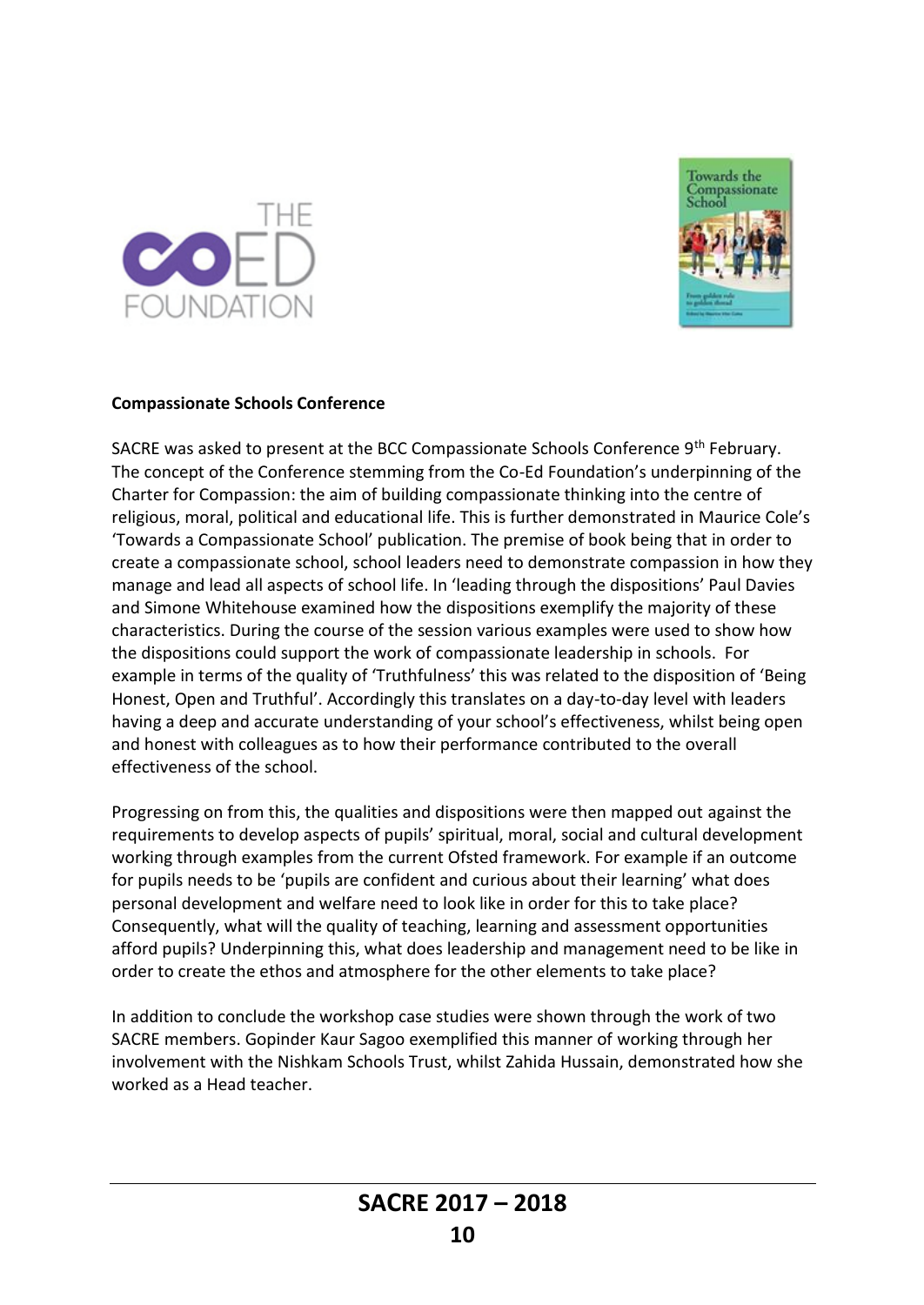**Compassionate Schools Conference**

SACRE was asked to present at the BCC Compassionate Schools Conference 9th February. The concept of the Conference stemming from the Co-Ed Foundation's underpinning of the Charter for Compassion: the aim of building compassionate thinking into the centre of religious, moral, political and educational life. This is further demonstrated in Maurice Cole's 'Towards a Compassionate School' publication. The premise of book being that in order to create a compassionate school, school leaders need to demonstrate compassion in how they manage and lead all aspects of school life. In 'leading through the dispositions' Paul Davies and Simone Whitehouse examined how the dispositions exemplify the majority of these characteristics. During the course of the session various examples were used to show how the dispositions could support the work of compassionate leadership in schools. For example in terms of the quality of 'Truthfulness' this was related to the disposition of 'Being Honest, Open and Truthful'. Accordingly this translates on a day-to-day level with leaders having a deep and accurate understanding of your school's effectiveness, whilst being open and honest with colleagues as to how their performance contributed to the overall effectiveness of the school.

Progressing on from this, the qualities and dispositions were then mapped out against the requirements to develop aspects of pupils' spiritual, moral, social and cultural development working through examples from the current Ofsted framework. For example if an outcome for pupils needs to be 'pupils are confident and curious about their learning' what does personal development and welfare need to look like in order for this to take place? Consequently, what will the quality of teaching, learning and assessment opportunities afford pupils? Underpinning this, what does leadership and management need to be like in order to create the ethos and atmosphere for the other elements to take place?

In addition to conclude the workshop case studies were shown through the work of two SACRE members. Gopinder Kaur Sagoo exemplified this manner of working through her involvement with the Nishkam Schools Trust, whilst Zahida Hussain, demonstrated how she worked as a Head teacher.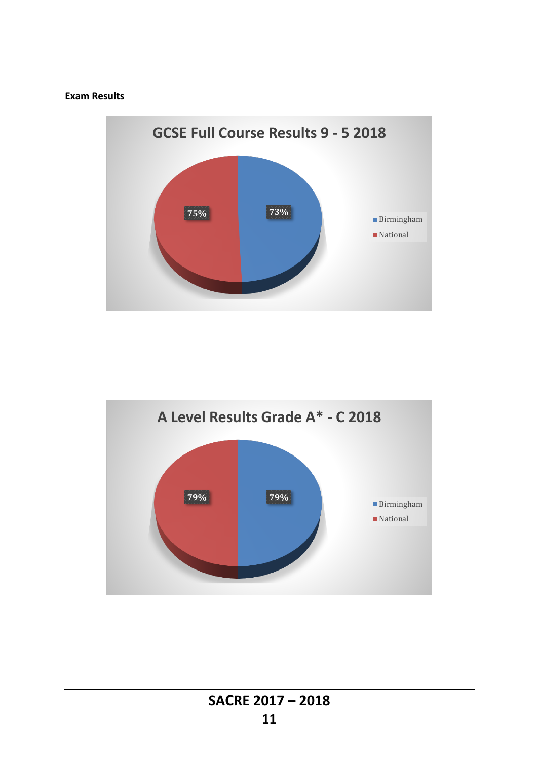**Exam Results**

**GCSE Full Course Results 9 - 5 2018**

| | % |
|---|---|
| Birmingham | 73% |
| National | 75% |

**A Level Results Grade A* - C 2018**

| | % |
|---|---|
| Birmingham | 79% |
| National | 79% |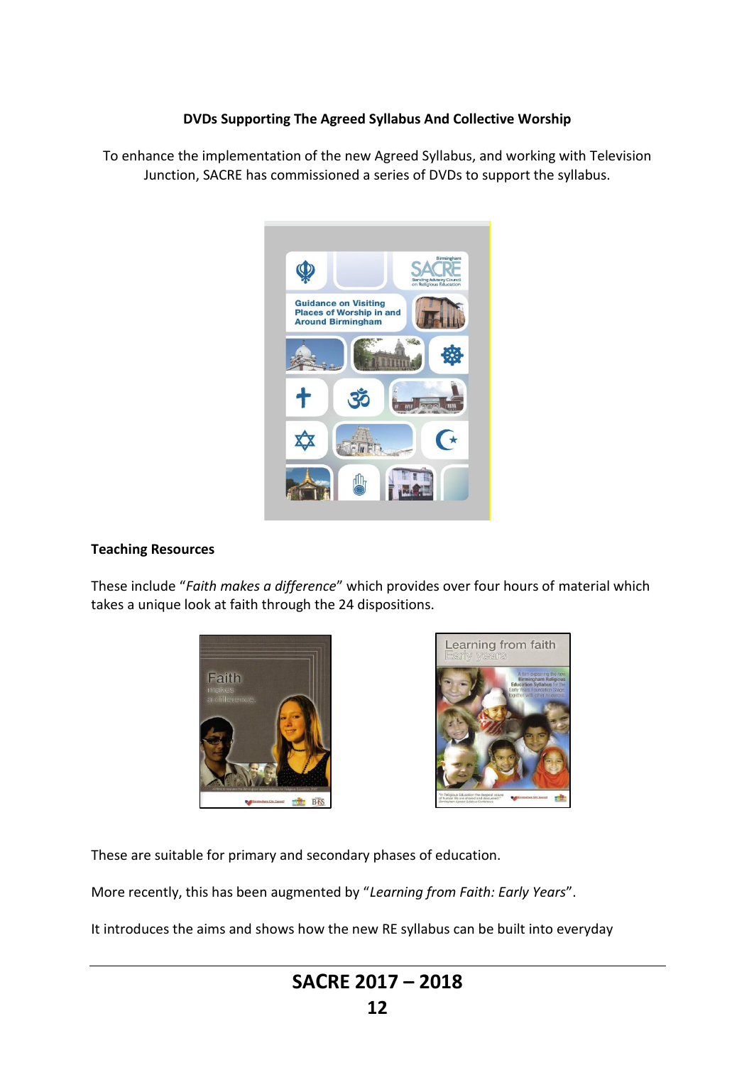**DVDs Supporting The Agreed Syllabus And Collective Worship**

To enhance the implementation of the new Agreed Syllabus, and working with Television Junction, SACRE has commissioned a series of DVDs to support the syllabus.

**Teaching Resources**

These include "*Faith makes a difference*" which provides over four hours of material which takes a unique look at faith through the 24 dispositions.

These are suitable for primary and secondary phases of education.

More recently, this has been augmented by "*Learning from Faith: Early Years*".

It introduces the aims and shows how the new RE syllabus can be built into everyday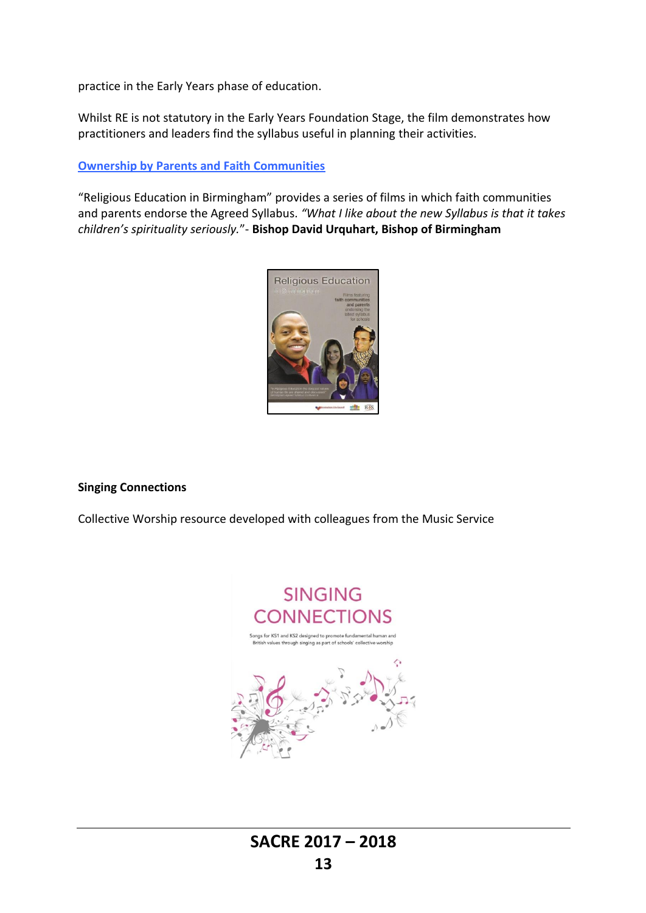practice in the Early Years phase of education.

Whilst RE is not statutory in the Early Years Foundation Stage, the film demonstrates how practitioners and leaders find the syllabus useful in planning their activities.

**Ownership by Parents and Faith Communities**

"Religious Education in Birmingham" provides a series of films in which faith communities and parents endorse the Agreed Syllabus. *"What I like about the new Syllabus is that it takes children's spirituality seriously."*- **Bishop David Urquhart, Bishop of Birmingham**

**Singing Connections**

Collective Worship resource developed with colleagues from the Music Service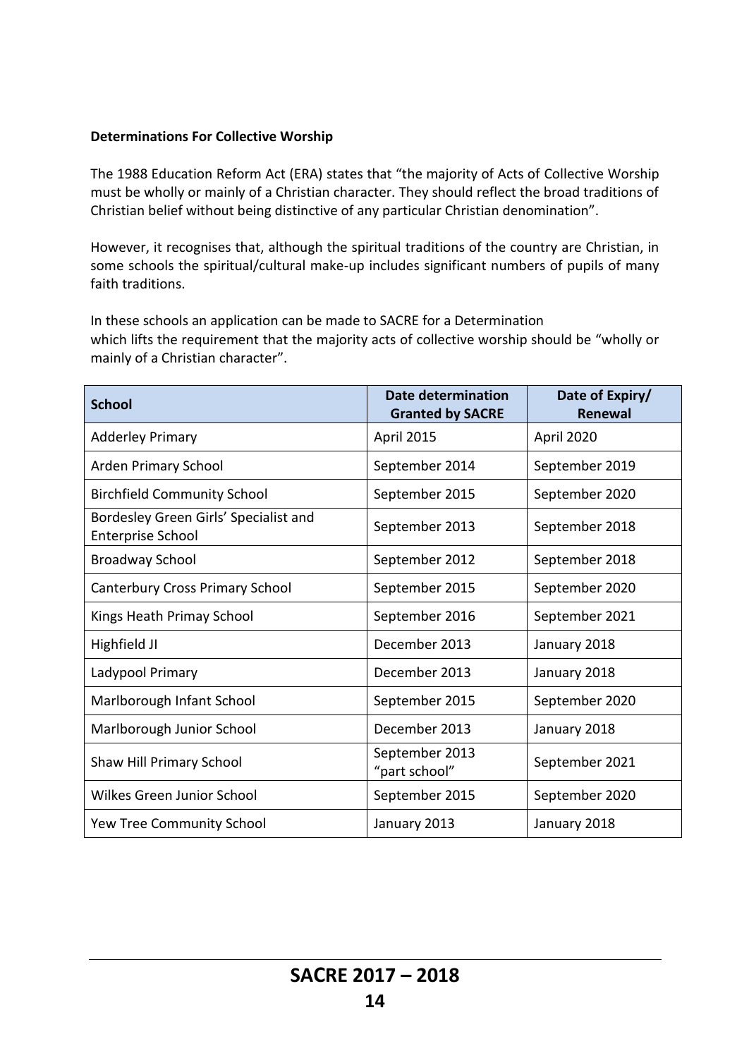**Determinations For Collective Worship**

The 1988 Education Reform Act (ERA) states that "the majority of Acts of Collective Worship must be wholly or mainly of a Christian character. They should reflect the broad traditions of Christian belief without being distinctive of any particular Christian denomination".

However, it recognises that, although the spiritual traditions of the country are Christian, in some schools the spiritual/cultural make-up includes significant numbers of pupils of many faith traditions.

In these schools an application can be made to SACRE for a Determination which lifts the requirement that the majority acts of collective worship should be "wholly or mainly of a Christian character".

| School | Date determination Granted by SACRE | Date of Expiry/ Renewal |
|---|---|---|
| Adderley Primary | April 2015 | April 2020 |
| Arden Primary School | September 2014 | September 2019 |
| Birchfield Community School | September 2015 | September 2020 |
| Bordesley Green Girls' Specialist and Enterprise School | September 2013 | September 2018 |
| Broadway School | September 2012 | September 2018 |
| Canterbury Cross Primary School | September 2015 | September 2020 |
| Kings Heath Primay School | September 2016 | September 2021 |
| Highfield JI | December 2013 | January 2018 |
| Ladypool Primary | December 2013 | January 2018 |
| Marlborough Infant School | September 2015 | September 2020 |
| Marlborough Junior School | December 2013 | January 2018 |
| Shaw Hill Primary School | September 2013 "part school" | September 2021 |
| Wilkes Green Junior School | September 2015 | September 2020 |
| Yew Tree Community School | January 2013 | January 2018 |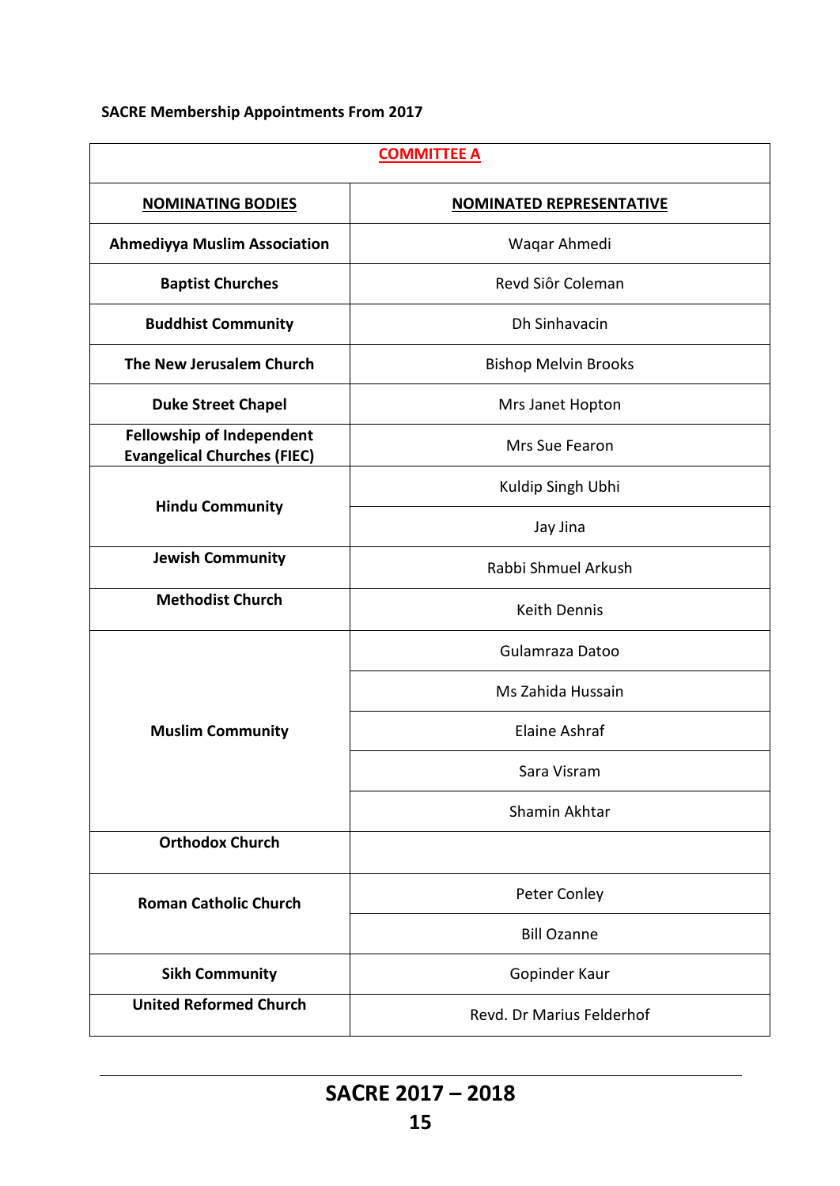**SACRE Membership Appointments From 2017**

| **COMMITTEE A** | |
|---|---|
| **NOMINATING BODIES** | **NOMINATED REPRESENTATIVE** |
| **Ahmediyya Muslim Association** | Waqar Ahmedi |
| **Baptist Churches** | Revd Siôr Coleman |
| **Buddhist Community** | Dh Sinhavacin |
| **The New Jerusalem Church** | Bishop Melvin Brooks |
| **Duke Street Chapel** | Mrs Janet Hopton |
| **Fellowship of Independent Evangelical Churches (FIEC)** | Mrs Sue Fearon |
| **Hindu Community** | Kuldip Singh Ubhi |
| | Jay Jina |
| **Jewish Community** | Rabbi Shmuel Arkush |
| **Methodist Church** | Keith Dennis |
| **Muslim Community** | Gulamraza Datoo |
| | Ms Zahida Hussain |
| | Elaine Ashraf |
| | Sara Visram |
| | Shamin Akhtar |
| **Orthodox Church** | |
| **Roman Catholic Church** | Peter Conley |
| | Bill Ozanne |
| **Sikh Community** | Gopinder Kaur |
| **United Reformed Church** | Revd. Dr Marius Felderhof |

**SACRE 2017 – 2018**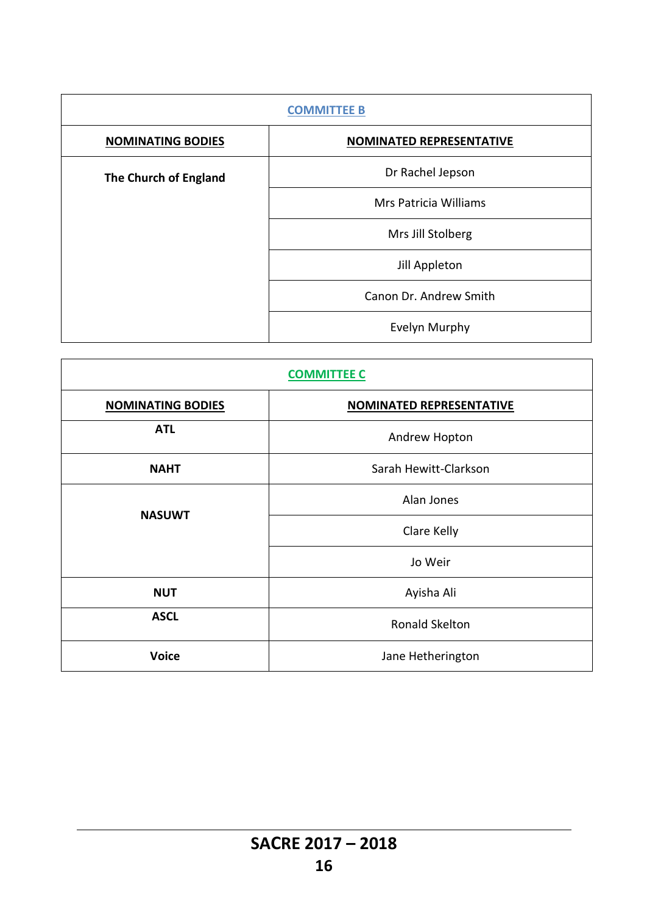| COMMITTEE B | |
|---|---|
| **NOMINATING BODIES** | **NOMINATED REPRESENTATIVE** |
| **The Church of England** | Dr Rachel Jepson |
| | Mrs Patricia Williams |
| | Mrs Jill Stolberg |
| | Jill Appleton |
| | Canon Dr. Andrew Smith |
| | Evelyn Murphy |

| COMMITTEE C | |
|---|---|
| **NOMINATING BODIES** | **NOMINATED REPRESENTATIVE** |
| **ATL** | Andrew Hopton |
| **NAHT** | Sarah Hewitt-Clarkson |
| **NASUWT** | Alan Jones |
| | Clare Kelly |
| | Jo Weir |
| **NUT** | Ayisha Ali |
| **ASCL** | Ronald Skelton |
| **Voice** | Jane Hetherington |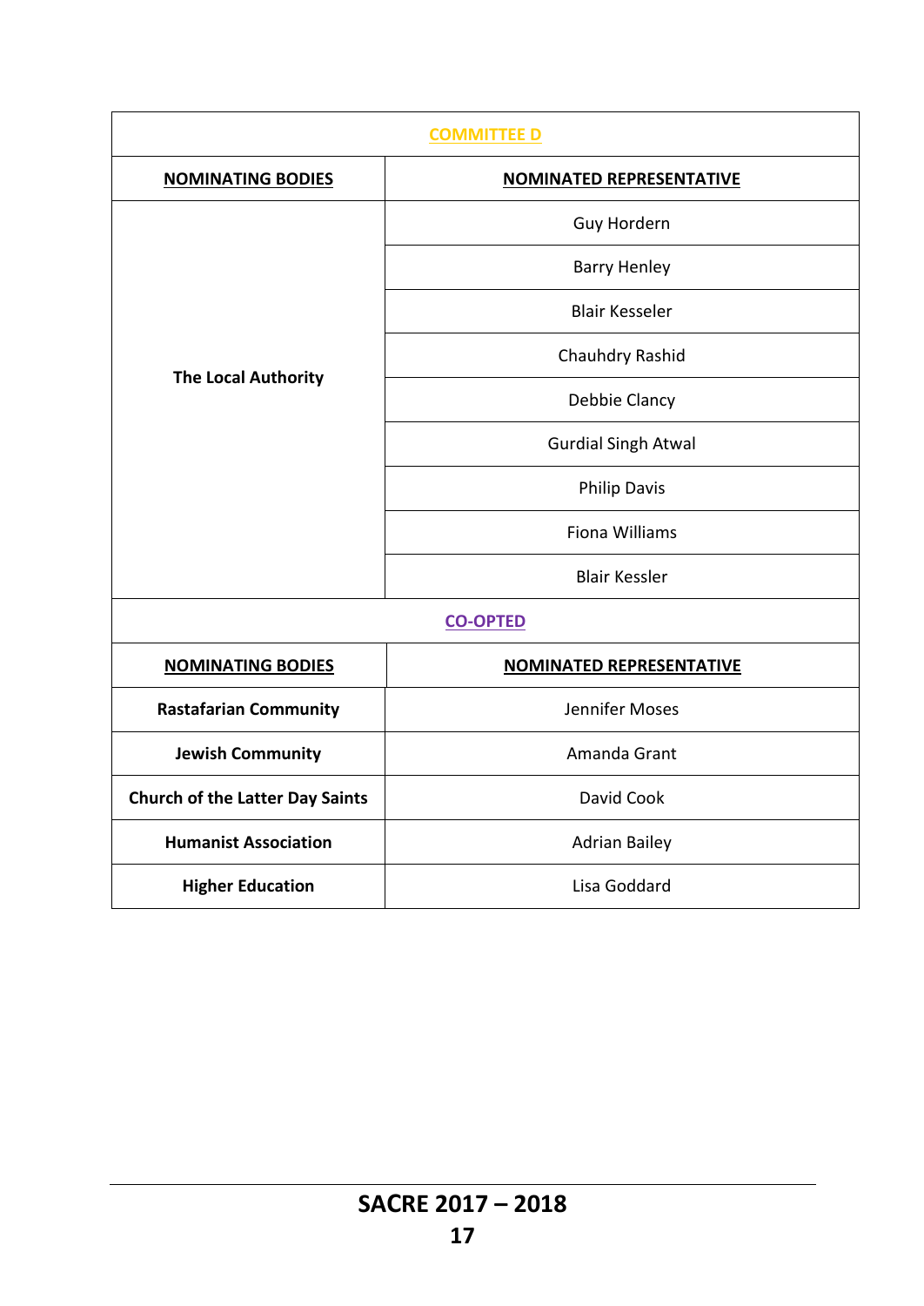| COMMITTEE D | |
|---|---|
| **NOMINATING BODIES** | **NOMINATED REPRESENTATIVE** |
| **The Local Authority** | Guy Hordern |
| | Barry Henley |
| | Blair Kesseler |
| | Chauhdry Rashid |
| | Debbie Clancy |
| | Gurdial Singh Atwal |
| | Philip Davis |
| | Fiona Williams |
| | Blair Kessler |

| CO-OPTED | |
|---|---|
| **NOMINATING BODIES** | **NOMINATED REPRESENTATIVE** |
| **Rastafarian Community** | Jennifer Moses |
| **Jewish Community** | Amanda Grant |
| **Church of the Latter Day Saints** | David Cook |
| **Humanist Association** | Adrian Bailey |
| **Higher Education** | Lisa Goddard |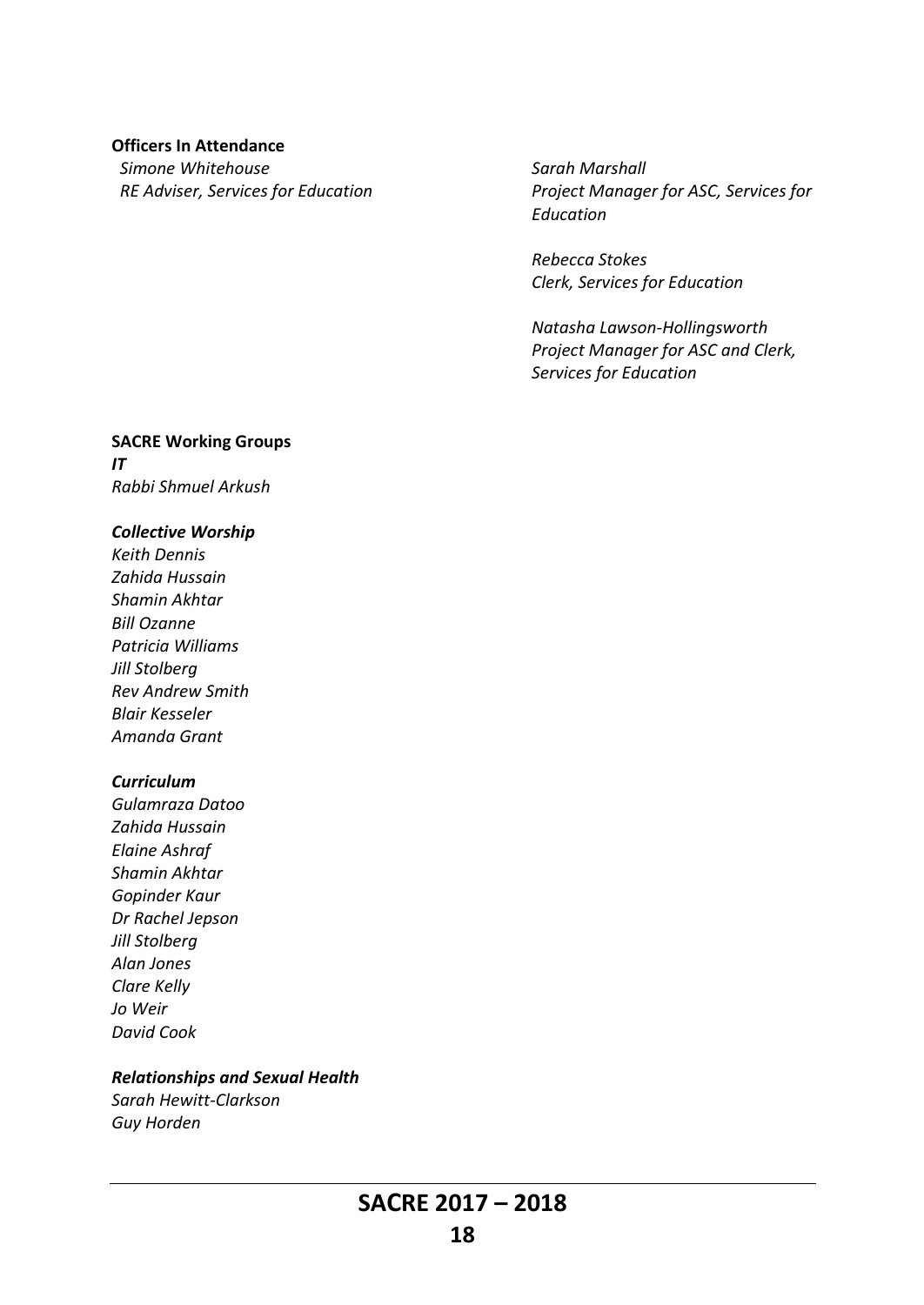**Officers In Attendance**

*Simone Whitehouse*
*RE Adviser, Services for Education*

*Sarah Marshall*
*Project Manager for ASC, Services for Education*

*Rebecca Stokes*
*Clerk, Services for Education*

*Natasha Lawson-Hollingsworth*
*Project Manager for ASC and Clerk, Services for Education*

**SACRE Working Groups**

***IT***

*Rabbi Shmuel Arkush*

***Collective Worship***

*Keith Dennis*
*Zahida Hussain*
*Shamin Akhtar*
*Bill Ozanne*
*Patricia Williams*
*Jill Stolberg*
*Rev Andrew Smith*
*Blair Kesseler*
*Amanda Grant*

***Curriculum***

*Gulamraza Datoo*
*Zahida Hussain*
*Elaine Ashraf*
*Shamin Akhtar*
*Gopinder Kaur*
*Dr Rachel Jepson*
*Jill Stolberg*
*Alan Jones*
*Clare Kelly*
*Jo Weir*
*David Cook*

***Relationships and Sexual Health***

*Sarah Hewitt-Clarkson*
*Guy Horden*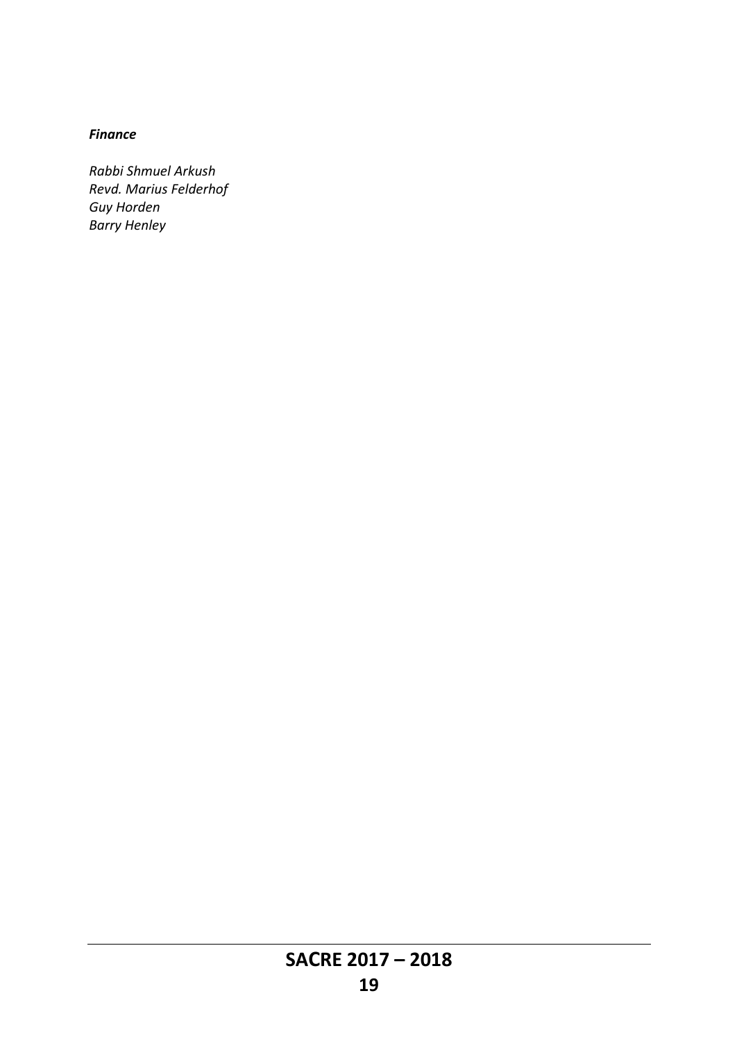***Finance***

*Rabbi Shmuel Arkush*
*Revd. Marius Felderhof*
*Guy Horden*
*Barry Henley*